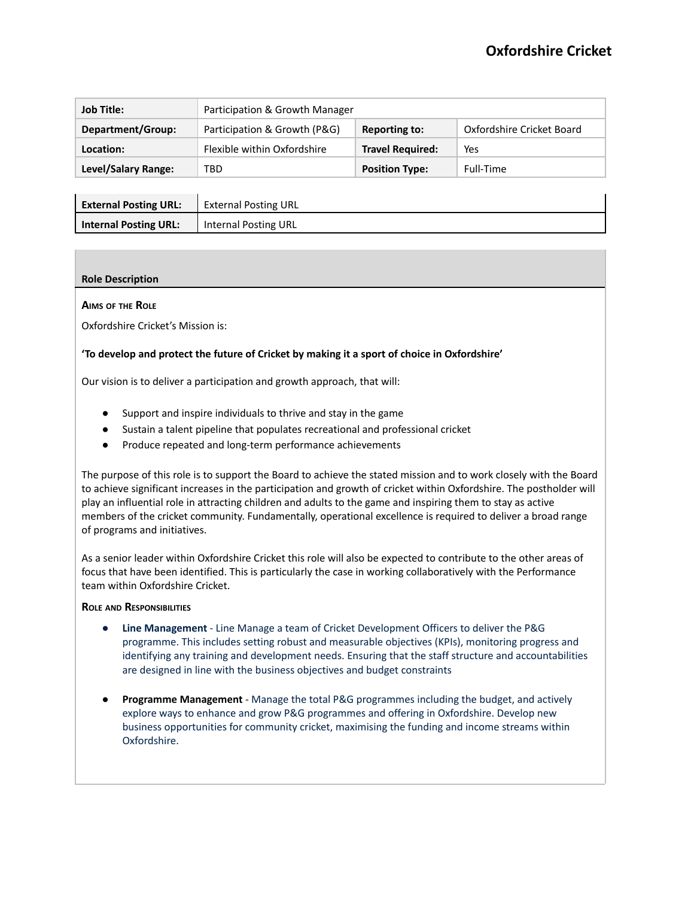# Oxfordshire Cricket

| | | | |
|---|---|---|---|
| **Job Title:** | Participation & Growth Manager | | |
| **Department/Group:** | Participation & Growth (P&G) | **Reporting to:** | Oxfordshire Cricket Board |
| **Location:** | Flexible within Oxfordshire | **Travel Required:** | Yes |
| **Level/Salary Range:** | TBD | **Position Type:** | Full-Time |

| | |
|---|---|
| **External Posting URL:** | External Posting URL |
| **Internal Posting URL:** | Internal Posting URL |

## Role Description

### Aims of the Role

Oxfordshire Cricket's Mission is:

**'To develop and protect the future of Cricket by making it a sport of choice in Oxfordshire'**

Our vision is to deliver a participation and growth approach, that will:

- Support and inspire individuals to thrive and stay in the game
- Sustain a talent pipeline that populates recreational and professional cricket
- Produce repeated and long-term performance achievements

The purpose of this role is to support the Board to achieve the stated mission and to work closely with the Board to achieve significant increases in the participation and growth of cricket within Oxfordshire. The postholder will play an influential role in attracting children and adults to the game and inspiring them to stay as active members of the cricket community. Fundamentally, operational excellence is required to deliver a broad range of programs and initiatives.

As a senior leader within Oxfordshire Cricket this role will also be expected to contribute to the other areas of focus that have been identified. This is particularly the case in working collaboratively with the Performance team within Oxfordshire Cricket.

### Role and Responsibilities

- **Line Management** - Line Manage a team of Cricket Development Officers to deliver the P&G programme. This includes setting robust and measurable objectives (KPIs), monitoring progress and identifying any training and development needs. Ensuring that the staff structure and accountabilities are designed in line with the business objectives and budget constraints

- **Programme Management** - Manage the total P&G programmes including the budget, and actively explore ways to enhance and grow P&G programmes and offering in Oxfordshire. Develop new business opportunities for community cricket, maximising the funding and income streams within Oxfordshire.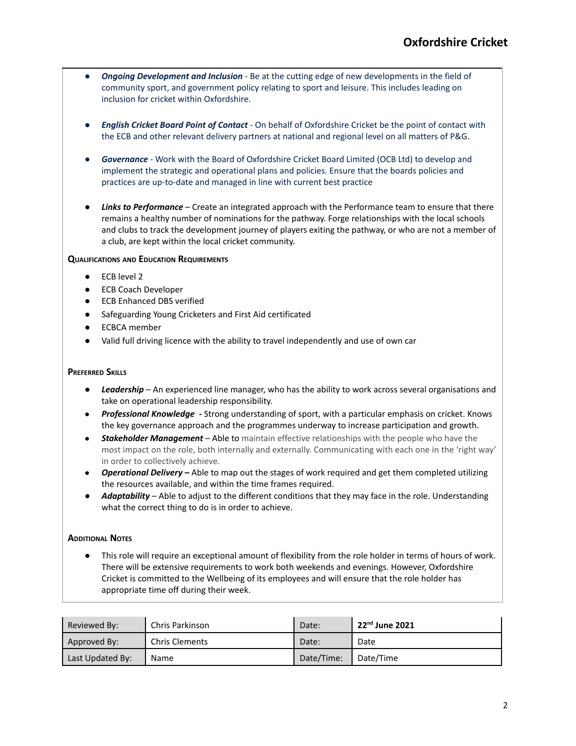- ***Ongoing Development and Inclusion*** - Be at the cutting edge of new developments in the field of community sport, and government policy relating to sport and leisure. This includes leading on inclusion for cricket within Oxfordshire.

- ***English Cricket Board Point of Contact*** - On behalf of Oxfordshire Cricket be the point of contact with the ECB and other relevant delivery partners at national and regional level on all matters of P&G.

- ***Governance*** - Work with the Board of Oxfordshire Cricket Board Limited (OCB Ltd) to develop and implement the strategic and operational plans and policies. Ensure that the boards policies and practices are up-to-date and managed in line with current best practice

- ***Links to Performance*** – Create an integrated approach with the Performance team to ensure that there remains a healthy number of nominations for the pathway. Forge relationships with the local schools and clubs to track the development journey of players exiting the pathway, or who are not a member of a club, are kept within the local cricket community.

**Qualifications and Education Requirements**

- ECB level 2
- ECB Coach Developer
- ECB Enhanced DBS verified
- Safeguarding Young Cricketers and First Aid certificated
- ECBCA member
- Valid full driving licence with the ability to travel independently and use of own car

**Preferred Skills**

- ***Leadership*** – An experienced line manager, who has the ability to work across several organisations and take on operational leadership responsibility.
- ***Professional Knowledge*** **-** Strong understanding of sport, with a particular emphasis on cricket. Knows the key governance approach and the programmes underway to increase participation and growth.
- ***Stakeholder Management*** – Able to maintain effective relationships with the people who have the most impact on the role, both internally and externally. Communicating with each one in the 'right way' in order to collectively achieve.
- ***Operational Delivery –*** Able to map out the stages of work required and get them completed utilizing the resources available, and within the time frames required.
- ***Adaptability*** – Able to adjust to the different conditions that they may face in the role. Understanding what the correct thing to do is in order to achieve.

**Additional Notes**

- This role will require an exceptional amount of flexibility from the role holder in terms of hours of work. There will be extensive requirements to work both weekends and evenings. However, Oxfordshire Cricket is committed to the Wellbeing of its employees and will ensure that the role holder has appropriate time off during their week.

| | | | |
|---|---|---|---|
| Reviewed By: | Chris Parkinson | Date: | **22nd June 2021** |
| Approved By: | Chris Clements | Date: | Date |
| Last Updated By: | Name | Date/Time: | Date/Time |